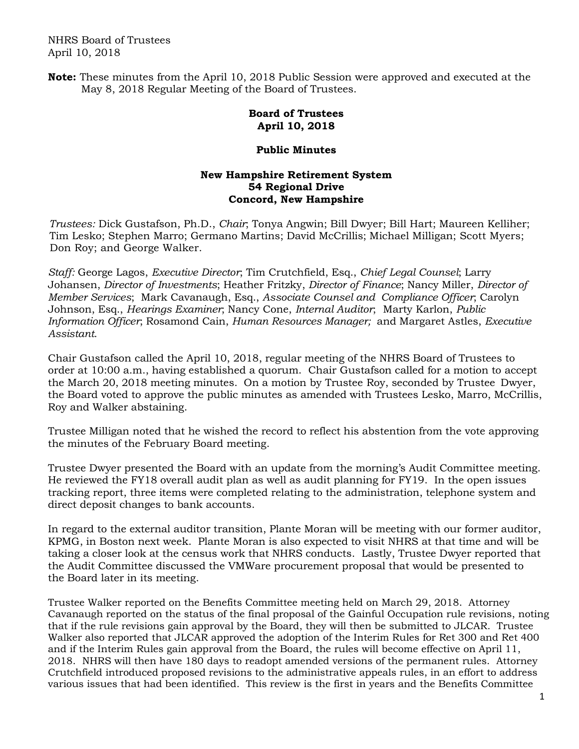NHRS Board of Trustees
April 10, 2018

**Note:** These minutes from the April 10, 2018 Public Session were approved and executed at the May 8, 2018 Regular Meeting of the Board of Trustees.

**Board of Trustees**
**April 10, 2018**

**Public Minutes**

**New Hampshire Retirement System**
**54 Regional Drive**
**Concord, New Hampshire**

*Trustees:* Dick Gustafson, Ph.D., *Chair*; Tonya Angwin; Bill Dwyer; Bill Hart; Maureen Kelliher; Tim Lesko; Steph818en Marro; Germano Martins; David McCrillis; Michael Milligan; Scott Myers; Don Roy; and George Walker.

*Staff:* George Lagos, *Executive Director*; Tim Crutchfield, Esq., *Chief Legal Counsel*; Larry Johansen, *Director of Investments*; Heather Fritzky, *Director of Finance*; Nancy Miller, *Director of Member Services*; Mark Cavanaugh, Esq., *Associate Counsel and Compliance Officer*; Carolyn Johnson, Esq., *Hearings Examiner*; Nancy Cone, *Internal Auditor*; Marty Karlon, *Public Information Officer*; Rosamond Cain, *Human Resources Manager;* and Margaret Astles, *Executive Assistant*.

Chair Gustafson called the April 10, 2018, regular meeting of the NHRS Board of Trustees to order at 10:00 a.m., having established a quorum. Chair Gustafson called for a motion to accept the March 20, 2018 meeting minutes. On a motion by Trustee Roy, seconded by Trustee Dwyer, the Board voted to approve the public minutes as amended with Trustees Lesko, Marro, McCrillis, Roy and Walker abstaining.

Trustee Milligan noted that he wished the record to reflect his abstention from the vote approving the minutes of the February Board meeting.

Trustee Dwyer presented the Board with an update from the morning's Audit Committee meeting. He reviewed the FY18 overall audit plan as well as audit planning for FY19. In the open issues tracking report, three items were completed relating to the administration, telephone system and direct deposit changes to bank accounts.

In regard to the external auditor transition, Plante Moran will be meeting with our former auditor, KPMG, in Boston next week. Plante Moran is also expected to visit NHRS at that time and will be taking a closer look at the census work that NHRS conducts. Lastly, Trustee Dwyer reported that the Audit Committee discussed the VMWare procurement proposal that would be presented to the Board later in its meeting.

Trustee Walker reported on the Benefits Committee meeting held on March 29, 2018. Attorney Cavanaugh reported on the status of the final proposal of the Gainful Occupation rule revisions, noting that if the rule revisions gain approval by the Board, they will then be submitted to JLCAR. Trustee Walker also reported that JLCAR approved the adoption of the Interim Rules for Ret 300 and Ret 400 and if the Interim Rules gain approval from the Board, the rules will become effective on April 11, 2018. NHRS will then have 180 days to readopt amended versions of the permanent rules. Attorney Crutchfield introduced proposed revisions to the administrative appeals rules, in an effort to address various issues that had been identified. This review is the first in years and the Benefits Committee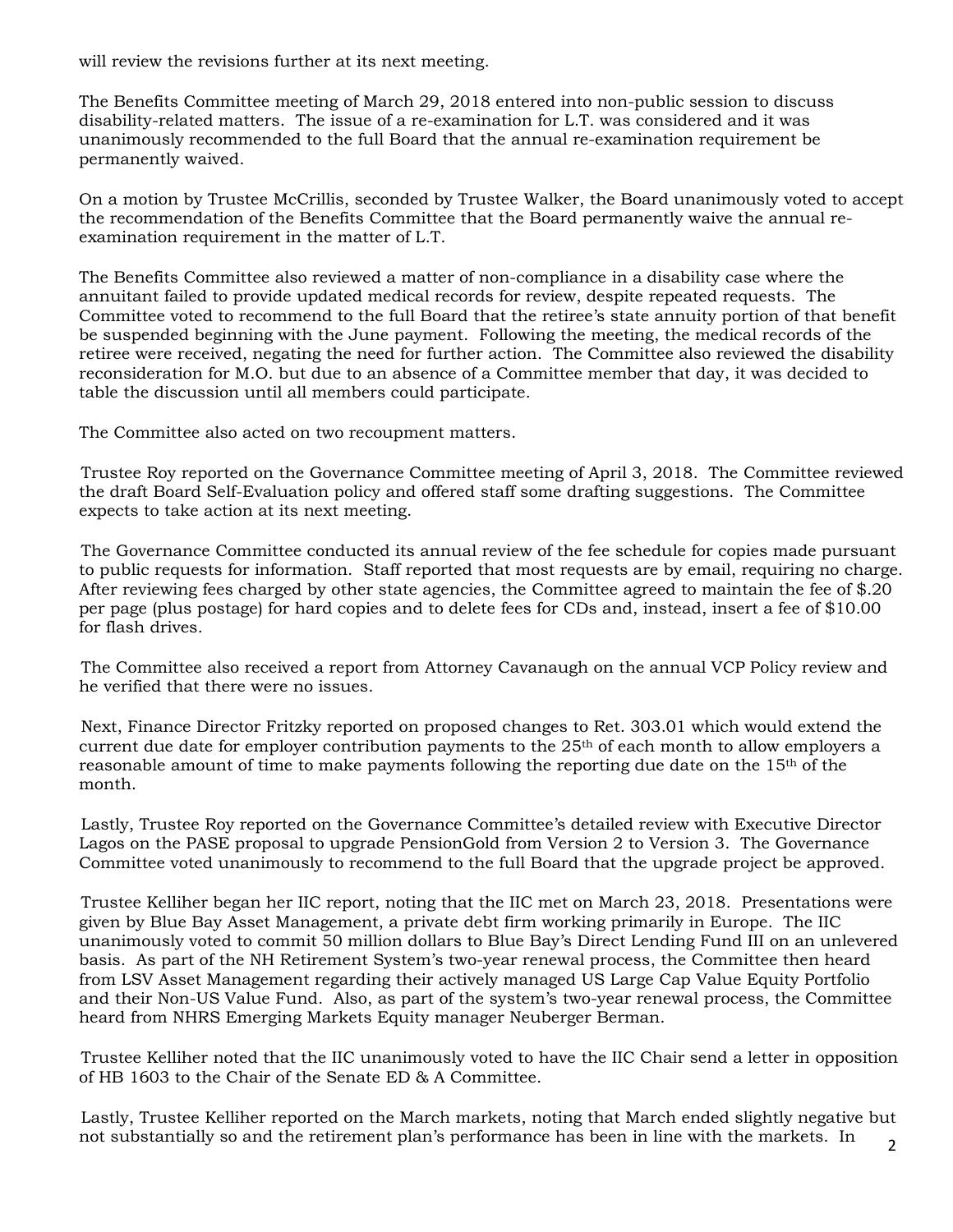will review the revisions further at its next meeting.

The Benefits Committee meeting of March 29, 2018 entered into non-public session to discuss disability-related matters. The issue of a re-examination for L.T. was considered and it was unanimously recommended to the full Board that the annual re-examination requirement be permanently waived.

On a motion by Trustee McCrillis, seconded by Trustee Walker, the Board unanimously voted to accept the recommendation of the Benefits Committee that the Board permanently waive the annual re-examination requirement in the matter of L.T.

The Benefits Committee also reviewed a matter of non-compliance in a disability case where the annuitant failed to provide updated medical records for review, despite repeated requests. The Committee voted to recommend to the full Board that the retiree's state annuity portion of that benefit be suspended beginning with the June payment. Following the meeting, the medical records of the retiree were received, negating the need for further action. The Committee also reviewed the disability reconsideration for M.O. but due to an absence of a Committee member that day, it was decided to table the discussion until all members could participate.

The Committee also acted on two recoupment matters.

Trustee Roy reported on the Governance Committee meeting of April 3, 2018. The Committee reviewed the draft Board Self-Evaluation policy and offered staff some drafting suggestions. The Committee expects to take action at its next meeting.

The Governance Committee conducted its annual review of the fee schedule for copies made pursuant to public requests for information. Staff reported that most requests are by email, requiring no charge. After reviewing fees charged by other state agencies, the Committee agreed to maintain the fee of $.20 per page (plus postage) for hard copies and to delete fees for CDs and, instead, insert a fee of $10.00 for flash drives.

The Committee also received a report from Attorney Cavanaugh on the annual VCP Policy review and he verified that there were no issues.

Next, Finance Director Fritzky reported on proposed changes to Ret. 303.01 which would extend the current due date for employer contribution payments to the 25th of each month to allow employers a reasonable amount of time to make payments following the reporting due date on the 15th of the month.

Lastly, Trustee Roy reported on the Governance Committee's detailed review with Executive Director Lagos on the PASE proposal to upgrade PensionGold from Version 2 to Version 3. The Governance Committee voted unanimously to recommend to the full Board that the upgrade project be approved.

Trustee Kelliher began her IIC report, noting that the IIC met on March 23, 2018. Presentations were given by Blue Bay Asset Management, a private debt firm working primarily in Europe. The IIC unanimously voted to commit 50 million dollars to Blue Bay's Direct Lending Fund III on an unlevered basis. As part of the NH Retirement System's two-year renewal process, the Committee then heard from LSV Asset Management regarding their actively managed US Large Cap Value Equity Portfolio and their Non-US Value Fund. Also, as part of the system's two-year renewal process, the Committee heard from NHRS Emerging Markets Equity manager Neuberger Berman.

Trustee Kelliher noted that the IIC unanimously voted to have the IIC Chair send a letter in opposition of HB 1603 to the Chair of the Senate ED & A Committee.

Lastly, Trustee Kelliher reported on the March markets, noting that March ended slightly negative but not substantially so and the retirement plan's performance has been in line with the markets. In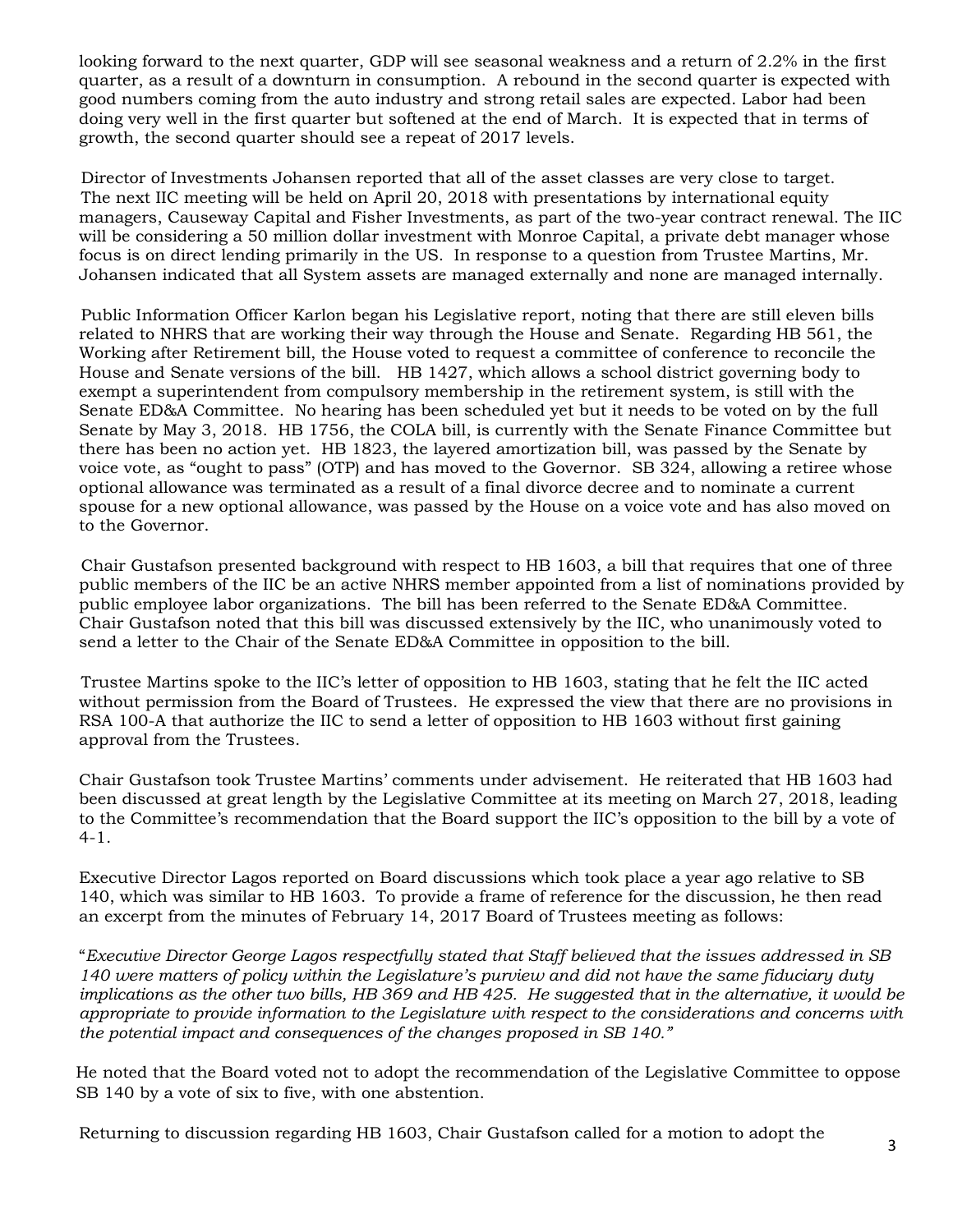looking forward to the next quarter, GDP will see seasonal weakness and a return of 2.2% in the first quarter, as a result of a downturn in consumption. A rebound in the second quarter is expected with good numbers coming from the auto industry and strong retail sales are expected. Labor had been doing very well in the first quarter but softened at the end of March. It is expected that in terms of growth, the second quarter should see a repeat of 2017 levels.

Director of Investments Johansen reported that all of the asset classes are very close to target. The next IIC meeting will be held on April 20, 2018 with presentations by international equity managers, Causeway Capital and Fisher Investments, as part of the two-year contract renewal. The IIC will be considering a 50 million dollar investment with Monroe Capital, a private debt manager whose focus is on direct lending primarily in the US. In response to a question from Trustee Martins, Mr. Johansen indicated that all System assets are managed externally and none are managed internally.

Public Information Officer Karlon began his Legislative report, noting that there are still eleven bills related to NHRS that are working their way through the House and Senate. Regarding HB 561, the Working after Retirement bill, the House voted to request a committee of conference to reconcile the House and Senate versions of the bill. HB 1427, which allows a school district governing body to exempt a superintendent from compulsory membership in the retirement system, is still with the Senate ED&A Committee. No hearing has been scheduled yet but it needs to be voted on by the full Senate by May 3, 2018. HB 1756, the COLA bill, is currently with the Senate Finance Committee but there has been no action yet. HB 1823, the layered amortization bill, was passed by the Senate by voice vote, as "ought to pass" (OTP) and has moved to the Governor. SB 324, allowing a retiree whose optional allowance was terminated as a result of a final divorce decree and to nominate a current spouse for a new optional allowance, was passed by the House on a voice vote and has also moved on to the Governor.

Chair Gustafson presented background with respect to HB 1603, a bill that requires that one of three public members of the IIC be an active NHRS member appointed from a list of nominations provided by public employee labor organizations. The bill has been referred to the Senate ED&A Committee. Chair Gustafson noted that this bill was discussed extensively by the IIC, who unanimously voted to send a letter to the Chair of the Senate ED&A Committee in opposition to the bill.

Trustee Martins spoke to the IIC's letter of opposition to HB 1603, stating that he felt the IIC acted without permission from the Board of Trustees. He expressed the view that there are no provisions in RSA 100-A that authorize the IIC to send a letter of opposition to HB 1603 without first gaining approval from the Trustees.

Chair Gustafson took Trustee Martins' comments under advisement. He reiterated that HB 1603 had been discussed at great length by the Legislative Committee at its meeting on March 27, 2018, leading to the Committee's recommendation that the Board support the IIC's opposition to the bill by a vote of 4-1.

Executive Director Lagos reported on Board discussions which took place a year ago relative to SB 140, which was similar to HB 1603. To provide a frame of reference for the discussion, he then read an excerpt from the minutes of February 14, 2017 Board of Trustees meeting as follows:

"*Executive Director George Lagos respectfully stated that Staff believed that the issues addressed in SB 140 were matters of policy within the Legislature's purview and did not have the same fiduciary duty implications as the other two bills, HB 369 and HB 425. He suggested that in the alternative, it would be appropriate to provide information to the Legislature with respect to the considerations and concerns with the potential impact and consequences of the changes proposed in SB 140.*"

He noted that the Board voted not to adopt the recommendation of the Legislative Committee to oppose SB 140 by a vote of six to five, with one abstention.

Returning to discussion regarding HB 1603, Chair Gustafson called for a motion to adopt the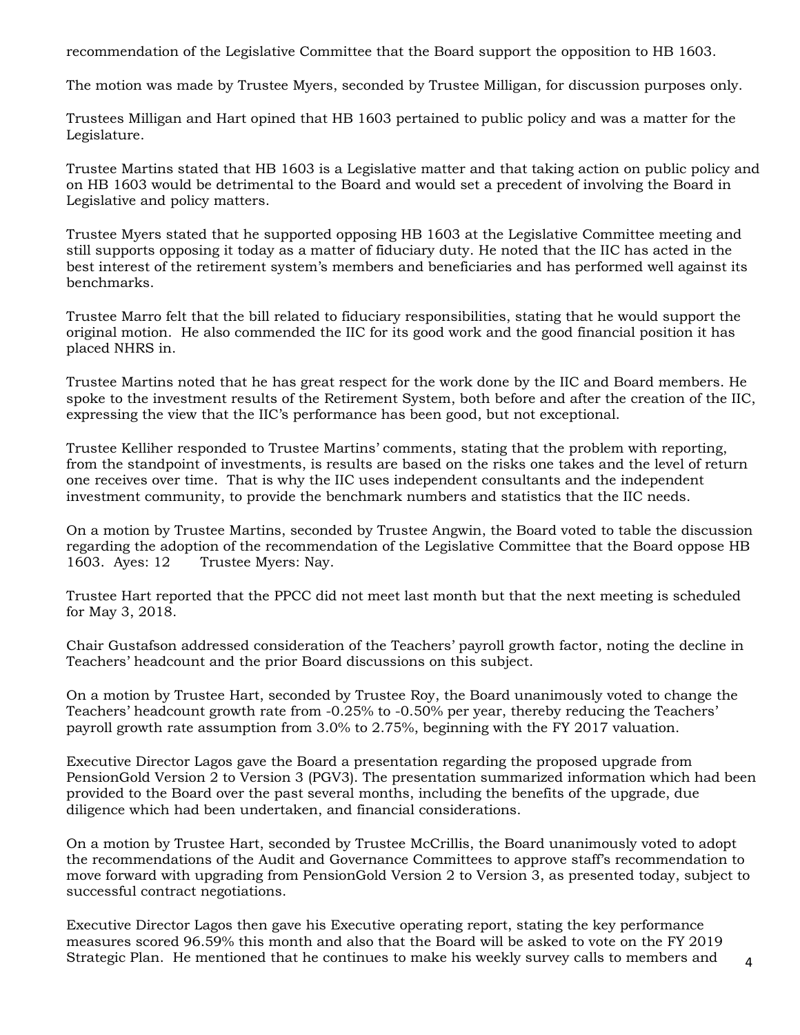recommendation of the Legislative Committee that the Board support the opposition to HB 1603.

The motion was made by Trustee Myers, seconded by Trustee Milligan, for discussion purposes only.

Trustees Milligan and Hart opined that HB 1603 pertained to public policy and was a matter for the Legislature.

Trustee Martins stated that HB 1603 is a Legislative matter and that taking action on public policy and on HB 1603 would be detrimental to the Board and would set a precedent of involving the Board in Legislative and policy matters.

Trustee Myers stated that he supported opposing HB 1603 at the Legislative Committee meeting and still supports opposing it today as a matter of fiduciary duty. He noted that the IIC has acted in the best interest of the retirement system's members and beneficiaries and has performed well against its benchmarks.

Trustee Marro felt that the bill related to fiduciary responsibilities, stating that he would support the original motion. He also commended the IIC for its good work and the good financial position it has placed NHRS in.

Trustee Martins noted that he has great respect for the work done by the IIC and Board members. He spoke to the investment results of the Retirement System, both before and after the creation of the IIC, expressing the view that the IIC's performance has been good, but not exceptional.

Trustee Kelliher responded to Trustee Martins' comments, stating that the problem with reporting, from the standpoint of investments, is results are based on the risks one takes and the level of return one receives over time. That is why the IIC uses independent consultants and the independent investment community, to provide the benchmark numbers and statistics that the IIC needs.

On a motion by Trustee Martins, seconded by Trustee Angwin, the Board voted to table the discussion regarding the adoption of the recommendation of the Legislative Committee that the Board oppose HB 1603. Ayes: 12 Trustee Myers: Nay.

Trustee Hart reported that the PPCC did not meet last month but that the next meeting is scheduled for May 3, 2018.

Chair Gustafson addressed consideration of the Teachers' payroll growth factor, noting the decline in Teachers' headcount and the prior Board discussions on this subject.

On a motion by Trustee Hart, seconded by Trustee Roy, the Board unanimously voted to change the Teachers' headcount growth rate from -0.25% to -0.50% per year, thereby reducing the Teachers' payroll growth rate assumption from 3.0% to 2.75%, beginning with the FY 2017 valuation.

Executive Director Lagos gave the Board a presentation regarding the proposed upgrade from PensionGold Version 2 to Version 3 (PGV3). The presentation summarized information which had been provided to the Board over the past several months, including the benefits of the upgrade, due diligence which had been undertaken, and financial considerations.

On a motion by Trustee Hart, seconded by Trustee McCrillis, the Board unanimously voted to adopt the recommendations of the Audit and Governance Committees to approve staff's recommendation to move forward with upgrading from PensionGold Version 2 to Version 3, as presented today, subject to successful contract negotiations.

Executive Director Lagos then gave his Executive operating report, stating the key performance measures scored 96.59% this month and also that the Board will be asked to vote on the FY 2019 Strategic Plan. He mentioned that he continues to make his weekly survey calls to members and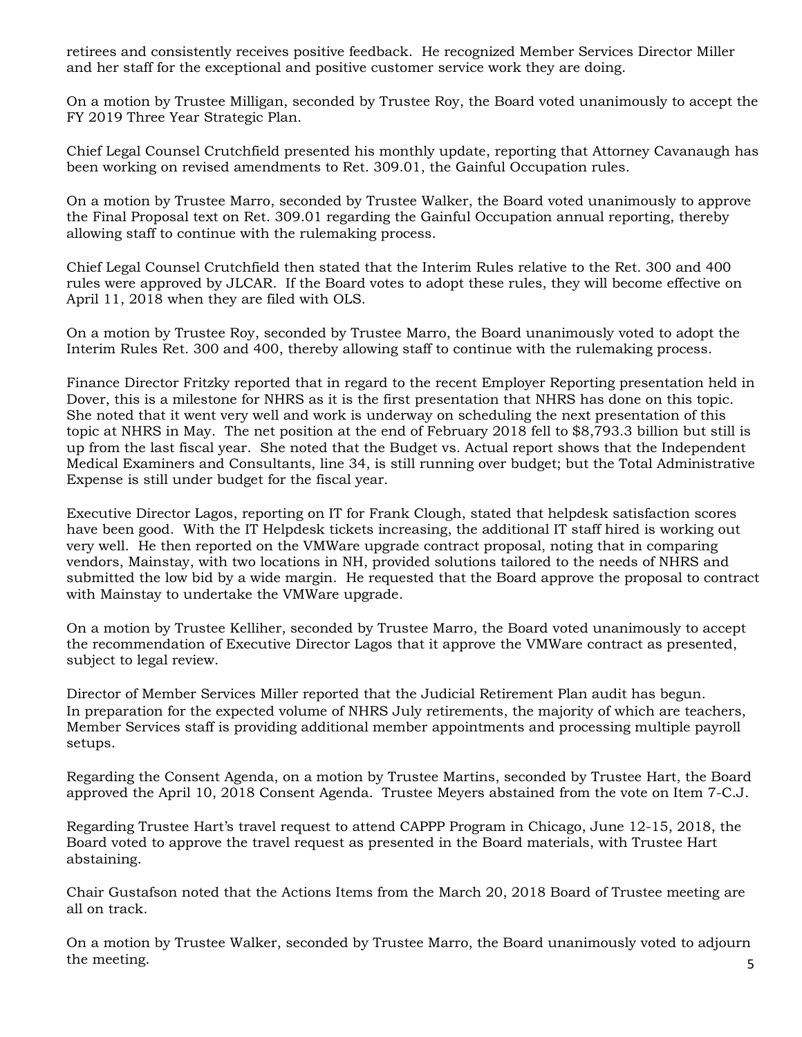retirees and consistently receives positive feedback. He recognized Member Services Director Miller and her staff for the exceptional and positive customer service work they are doing.

On a motion by Trustee Milligan, seconded by Trustee Roy, the Board voted unanimously to accept the FY 2019 Three Year Strategic Plan.

Chief Legal Counsel Crutchfield presented his monthly update, reporting that Attorney Cavanaugh has been working on revised amendments to Ret. 309.01, the Gainful Occupation rules.

On a motion by Trustee Marro, seconded by Trustee Walker, the Board voted unanimously to approve the Final Proposal text on Ret. 309.01 regarding the Gainful Occupation annual reporting, thereby allowing staff to continue with the rulemaking process.

Chief Legal Counsel Crutchfield then stated that the Interim Rules relative to the Ret. 300 and 400 rules were approved by JLCAR. If the Board votes to adopt these rules, they will become effective on April 11, 2018 when they are filed with OLS.

On a motion by Trustee Roy, seconded by Trustee Marro, the Board unanimously voted to adopt the Interim Rules Ret. 300 and 400, thereby allowing staff to continue with the rulemaking process.

Finance Director Fritzky reported that in regard to the recent Employer Reporting presentation held in Dover, this is a milestone for NHRS as it is the first presentation that NHRS has done on this topic. She noted that it went very well and work is underway on scheduling the next presentation of this topic at NHRS in May. The net position at the end of February 2018 fell to $8,793.3 billion but still is up from the last fiscal year. She noted that the Budget vs. Actual report shows that the Independent Medical Examiners and Consultants, line 34, is still running over budget; but the Total Administrative Expense is still under budget for the fiscal year.

Executive Director Lagos, reporting on IT for Frank Clough, stated that helpdesk satisfaction scores have been good. With the IT Helpdesk tickets increasing, the additional IT staff hired is working out very well. He then reported on the VMWare upgrade contract proposal, noting that in comparing vendors, Mainstay, with two locations in NH, provided solutions tailored to the needs of NHRS and submitted the low bid by a wide margin. He requested that the Board approve the proposal to contract with Mainstay to undertake the VMWare upgrade.

On a motion by Trustee Kelliher, seconded by Trustee Marro, the Board voted unanimously to accept the recommendation of Executive Director Lagos that it approve the VMWare contract as presented, subject to legal review.

Director of Member Services Miller reported that the Judicial Retirement Plan audit has begun. In preparation for the expected volume of NHRS July retirements, the majority of which are teachers, Member Services staff is providing additional member appointments and processing multiple payroll setups.

Regarding the Consent Agenda, on a motion by Trustee Martins, seconded by Trustee Hart, the Board approved the April 10, 2018 Consent Agenda. Trustee Meyers abstained from the vote on Item 7-C.J.

Regarding Trustee Hart's travel request to attend CAPPP Program in Chicago, June 12-15, 2018, the Board voted to approve the travel request as presented in the Board materials, with Trustee Hart abstaining.

Chair Gustafson noted that the Actions Items from the March 20, 2018 Board of Trustee meeting are all on track.

On a motion by Trustee Walker, seconded by Trustee Marro, the Board unanimously voted to adjourn the meeting.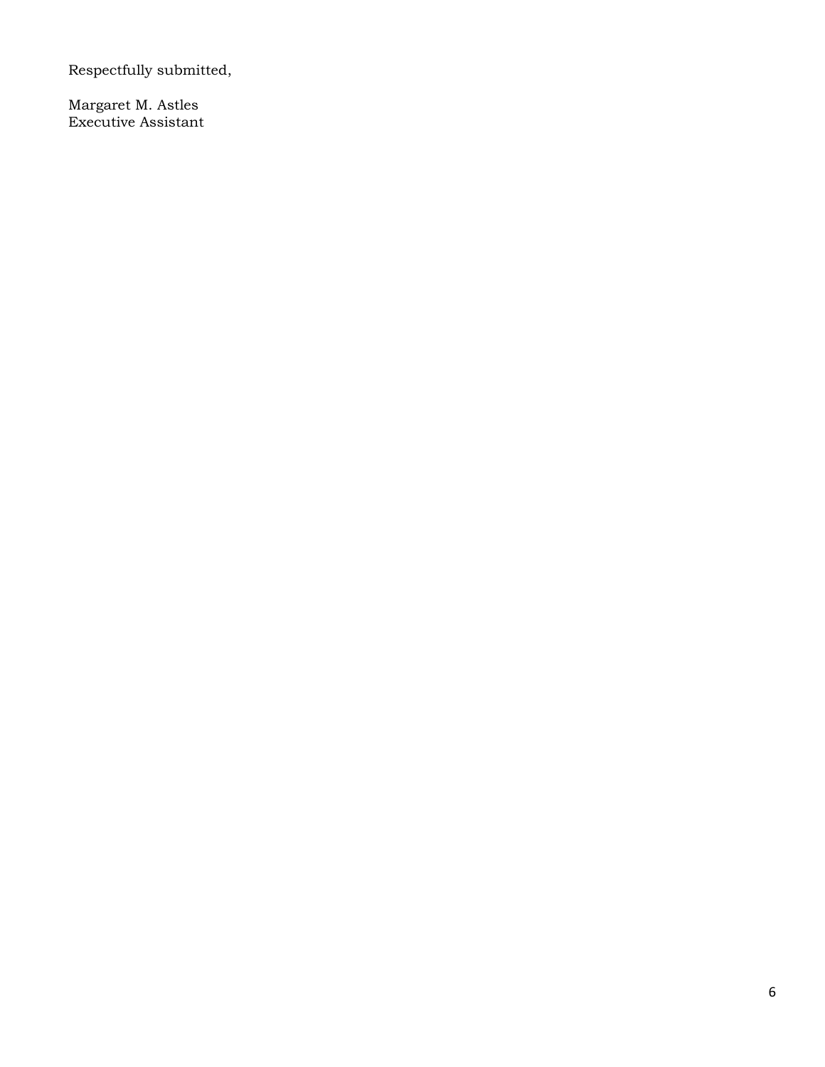Respectfully submitted,

Margaret M. Astles  
Executive Assistant